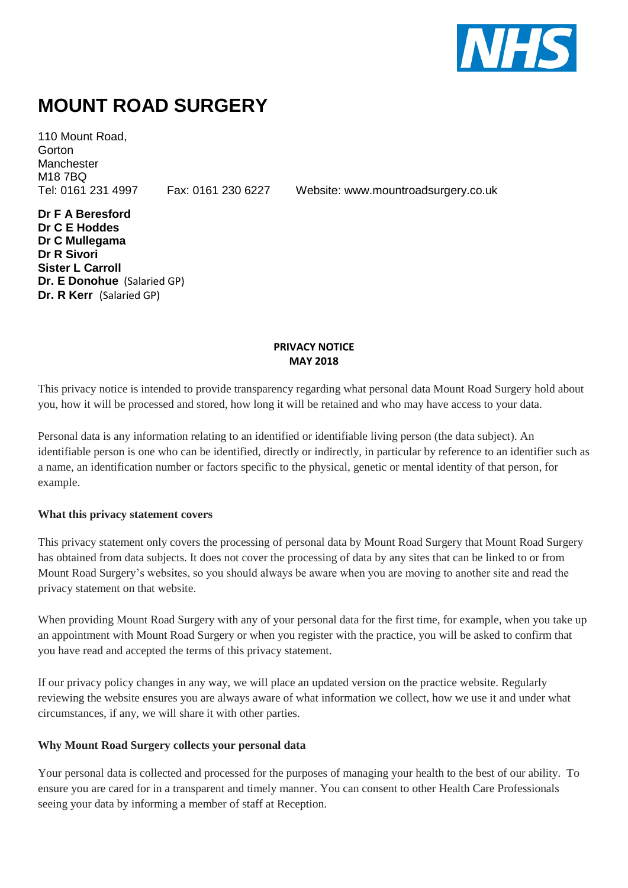NHS

# MOUNT ROAD SURGERY

110 Mount Road,
Gorton
Manchester
M18 7BQ
Tel: 0161 231 4997 Fax: 0161 230 6227 Website: www.mountroadsurgery.co.uk

**Dr F A Beresford**
**Dr C E Hoddes**
**Dr C Mullegama**
**Dr R Sivori**
**Sister L Carroll**
**Dr. E Donohue** (Salaried GP)
**Dr. R Kerr** (Salaried GP)

**PRIVACY NOTICE**
**MAY 2018**

This privacy notice is intended to provide transparency regarding what personal data Mount Road Surgery hold about you, how it will be processed and stored, how long it will be retained and who may have access to your data.

Personal data is any information relating to an identified or identifiable living person (the data subject). An identifiable person is one who can be identified, directly or indirectly, in particular by reference to an identifier such as a name, an identification number or factors specific to the physical, genetic or mental identity of that person, for example.

**What this privacy statement covers**

This privacy statement only covers the processing of personal data by Mount Road Surgery that Mount Road Surgery has obtained from data subjects. It does not cover the processing of data by any sites that can be linked to or from Mount Road Surgery's websites, so you should always be aware when you are moving to another site and read the privacy statement on that website.

When providing Mount Road Surgery with any of your personal data for the first time, for example, when you take up an appointment with Mount Road Surgery or when you register with the practice, you will be asked to confirm that you have read and accepted the terms of this privacy statement.

If our privacy policy changes in any way, we will place an updated version on the practice website. Regularly reviewing the website ensures you are always aware of what information we collect, how we use it and under what circumstances, if any, we will share it with other parties.

**Why Mount Road Surgery collects your personal data**

Your personal data is collected and processed for the purposes of managing your health to the best of our ability. To ensure you are cared for in a transparent and timely manner. You can consent to other Health Care Professionals seeing your data by informing a member of staff at Reception.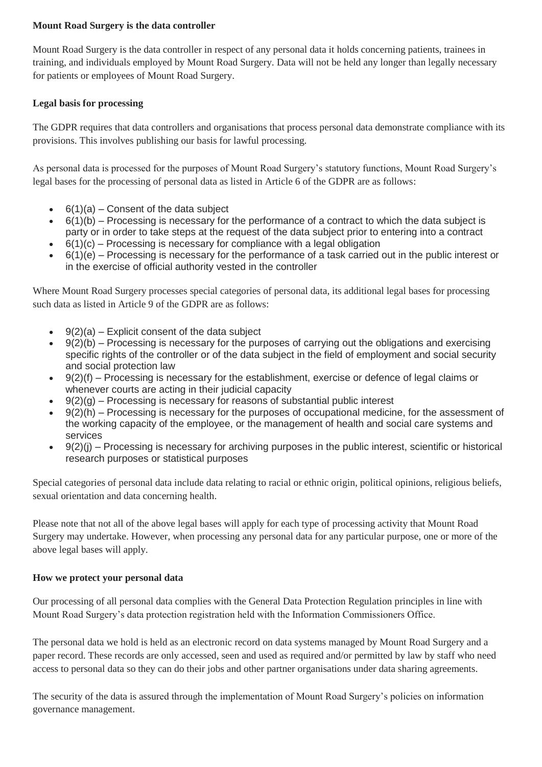**Mount Road Surgery is the data controller**

Mount Road Surgery is the data controller in respect of any personal data it holds concerning patients, trainees in training, and individuals employed by Mount Road Surgery. Data will not be held any longer than legally necessary for patients or employees of Mount Road Surgery.

**Legal basis for processing**

The GDPR requires that data controllers and organisations that process personal data demonstrate compliance with its provisions. This involves publishing our basis for lawful processing.

As personal data is processed for the purposes of Mount Road Surgery's statutory functions, Mount Road Surgery's legal bases for the processing of personal data as listed in Article 6 of the GDPR are as follows:

- 6(1)(a) – Consent of the data subject
- 6(1)(b) – Processing is necessary for the performance of a contract to which the data subject is party or in order to take steps at the request of the data subject prior to entering into a contract
- 6(1)(c) – Processing is necessary for compliance with a legal obligation
- 6(1)(e) – Processing is necessary for the performance of a task carried out in the public interest or in the exercise of official authority vested in the controller

Where Mount Road Surgery processes special categories of personal data, its additional legal bases for processing such data as listed in Article 9 of the GDPR are as follows:

- 9(2)(a) – Explicit consent of the data subject
- 9(2)(b) – Processing is necessary for the purposes of carrying out the obligations and exercising specific rights of the controller or of the data subject in the field of employment and social security and social protection law
- 9(2)(f) – Processing is necessary for the establishment, exercise or defence of legal claims or whenever courts are acting in their judicial capacity
- 9(2)(g) – Processing is necessary for reasons of substantial public interest
- 9(2)(h) – Processing is necessary for the purposes of occupational medicine, for the assessment of the working capacity of the employee, or the management of health and social care systems and services
- 9(2)(j) – Processing is necessary for archiving purposes in the public interest, scientific or historical research purposes or statistical purposes

Special categories of personal data include data relating to racial or ethnic origin, political opinions, religious beliefs, sexual orientation and data concerning health.

Please note that not all of the above legal bases will apply for each type of processing activity that Mount Road Surgery may undertake. However, when processing any personal data for any particular purpose, one or more of the above legal bases will apply.

**How we protect your personal data**

Our processing of all personal data complies with the General Data Protection Regulation principles in line with Mount Road Surgery's data protection registration held with the Information Commissioners Office.

The personal data we hold is held as an electronic record on data systems managed by Mount Road Surgery and a paper record. These records are only accessed, seen and used as required and/or permitted by law by staff who need access to personal data so they can do their jobs and other partner organisations under data sharing agreements.

The security of the data is assured through the implementation of Mount Road Surgery's policies on information governance management.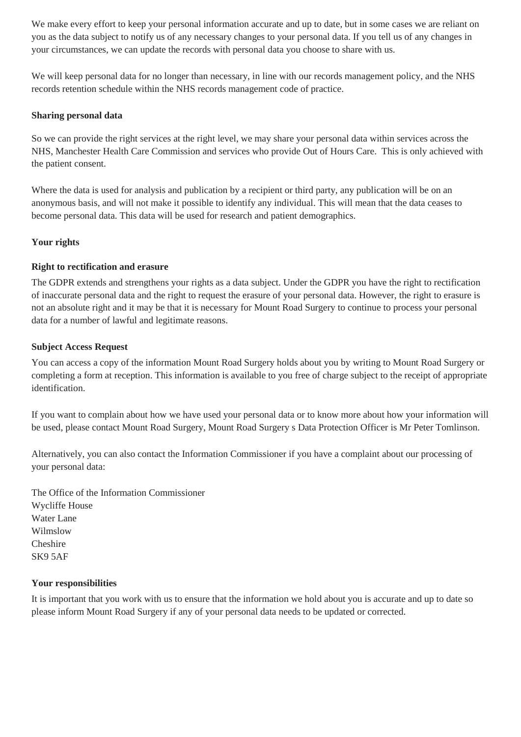We make every effort to keep your personal information accurate and up to date, but in some cases we are reliant on you as the data subject to notify us of any necessary changes to your personal data. If you tell us of any changes in your circumstances, we can update the records with personal data you choose to share with us.

We will keep personal data for no longer than necessary, in line with our records management policy, and the NHS records retention schedule within the NHS records management code of practice.

**Sharing personal data**

So we can provide the right services at the right level, we may share your personal data within services across the NHS, Manchester Health Care Commission and services who provide Out of Hours Care. This is only achieved with the patient consent.

Where the data is used for analysis and publication by a recipient or third party, any publication will be on an anonymous basis, and will not make it possible to identify any individual. This will mean that the data ceases to become personal data. This data will be used for research and patient demographics.

**Your rights**

**Right to rectification and erasure**

The GDPR extends and strengthens your rights as a data subject. Under the GDPR you have the right to rectification of inaccurate personal data and the right to request the erasure of your personal data. However, the right to erasure is not an absolute right and it may be that it is necessary for Mount Road Surgery to continue to process your personal data for a number of lawful and legitimate reasons.

**Subject Access Request**

You can access a copy of the information Mount Road Surgery holds about you by writing to Mount Road Surgery or completing a form at reception. This information is available to you free of charge subject to the receipt of appropriate identification.

If you want to complain about how we have used your personal data or to know more about how your information will be used, please contact Mount Road Surgery, Mount Road Surgery s Data Protection Officer is Mr Peter Tomlinson.

Alternatively, you can also contact the Information Commissioner if you have a complaint about our processing of your personal data:

The Office of the Information Commissioner
Wycliffe House
Water Lane
Wilmslow
Cheshire
SK9 5AF

**Your responsibilities**

It is important that you work with us to ensure that the information we hold about you is accurate and up to date so please inform Mount Road Surgery if any of your personal data needs to be updated or corrected.